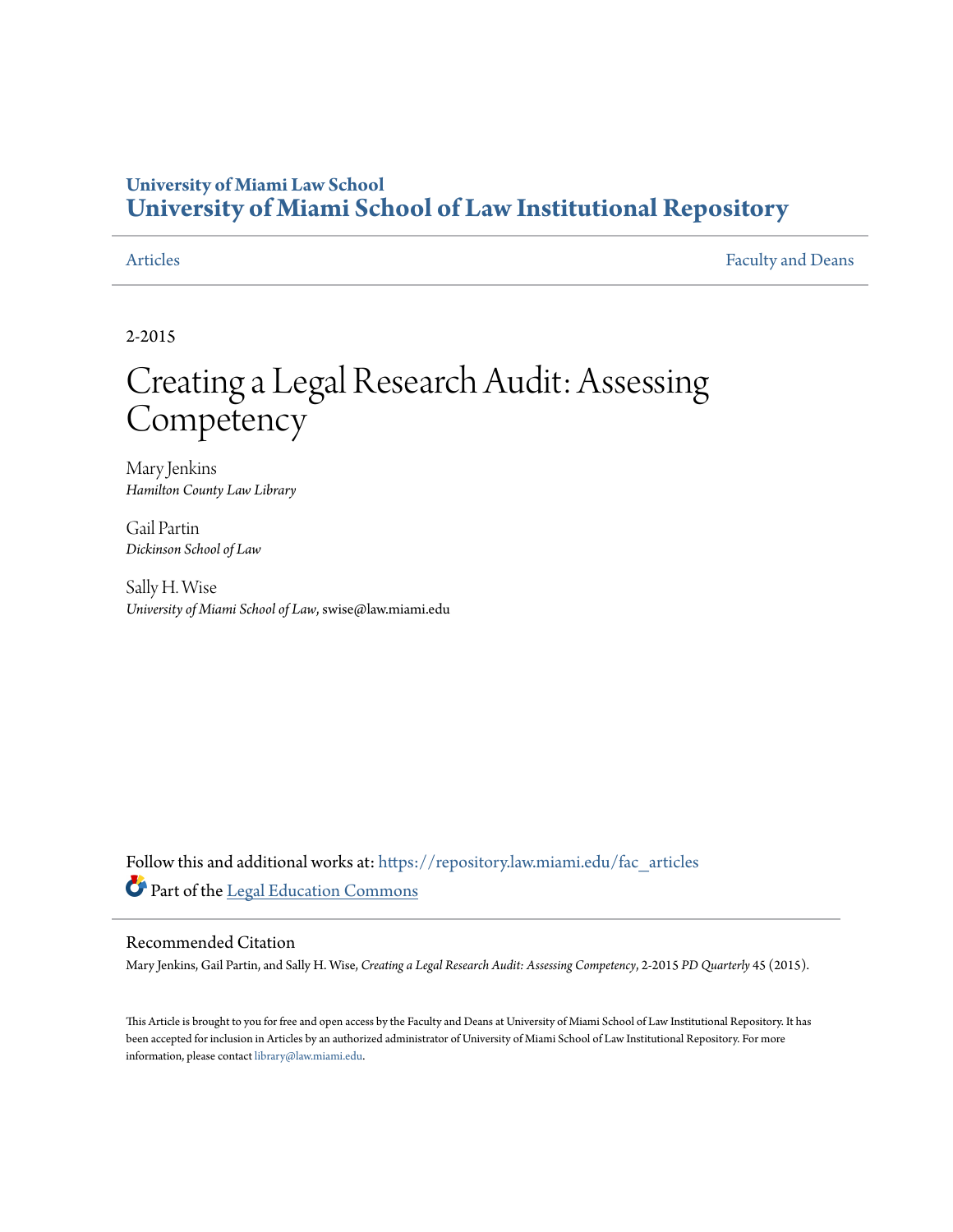**University of Miami Law School**
**University of Miami School of Law Institutional Repository**

Articles | Faculty and Deans

2-2015

# Creating a Legal Research Audit: Assessing Competency

Mary Jenkins
*Hamilton County Law Library*

Gail Partin
*Dickinson School of Law*

Sally H. Wise
*University of Miami School of Law*, swise@law.miami.edu

Follow this and additional works at: https://repository.law.miami.edu/fac_articles

Part of the Legal Education Commons

## Recommended Citation

Mary Jenkins, Gail Partin, and Sally H. Wise, *Creating a Legal Research Audit: Assessing Competency*, 2-2015 *PD Quarterly* 45 (2015).

This Article is brought to you for free and open access by the Faculty and Deans at University of Miami School of Law Institutional Repository. It has been accepted for inclusion in Articles by an authorized administrator of University of Miami School of Law Institutional Repository. For more information, please contact library@law.miami.edu.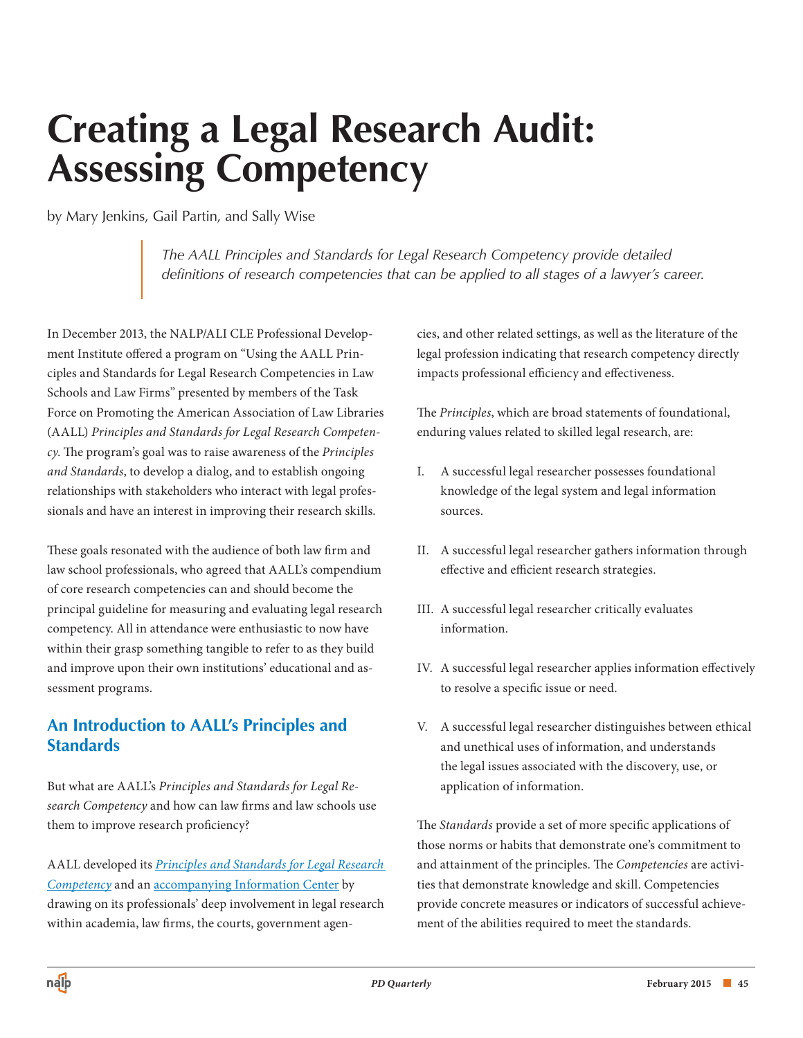# Creating a Legal Research Audit: Assessing Competency

by Mary Jenkins, Gail Partin, and Sally Wise

> *The AALL Principles and Standards for Legal Research Competency provide detailed definitions of research competencies that can be applied to all stages of a lawyer's career.*

In December 2013, the NALP/ALI CLE Professional Development Institute offered a program on "Using the AALL Principles and Standards for Legal Research Competencies in Law Schools and Law Firms" presented by members of the Task Force on Promoting the American Association of Law Libraries (AALL) *Principles and Standards for Legal Research Competency*. The program's goal was to raise awareness of the *Principles and Standards*, to develop a dialog, and to establish ongoing relationships with stakeholders who interact with legal professionals and have an interest in improving their research skills.

These goals resonated with the audience of both law firm and law school professionals, who agreed that AALL's compendium of core research competencies can and should become the principal guideline for measuring and evaluating legal research competency. All in attendance were enthusiastic to now have within their grasp something tangible to refer to as they build and improve upon their own institutions' educational and assessment programs.

## An Introduction to AALL's Principles and Standards

But what are AALL's *Principles and Standards for Legal Research Competency* and how can law firms and law schools use them to improve research proficiency?

AALL developed its [*Principles and Standards for Legal Research Competency*]() and an [accompanying Information Center]() by drawing on its professionals' deep involvement in legal research within academia, law firms, the courts, government agencies, and other related settings, as well as the literature of the legal profession indicating that research competency directly impacts professional efficiency and effectiveness.

The *Principles*, which are broad statements of foundational, enduring values related to skilled legal research, are:

I. A successful legal researcher possesses foundational knowledge of the legal system and legal information sources.

II. A successful legal researcher gathers information through effective and efficient research strategies.

III. A successful legal researcher critically evaluates information.

IV. A successful legal researcher applies information effectively to resolve a specific issue or need.

V. A successful legal researcher distinguishes between ethical and unethical uses of information, and understands the legal issues associated with the discovery, use, or application of information.

The *Standards* provide a set of more specific applications of those norms or habits that demonstrate one's commitment to and attainment of the principles. The *Competencies* are activities that demonstrate knowledge and skill. Competencies provide concrete measures or indicators of successful achievement of the abilities required to meet the standards.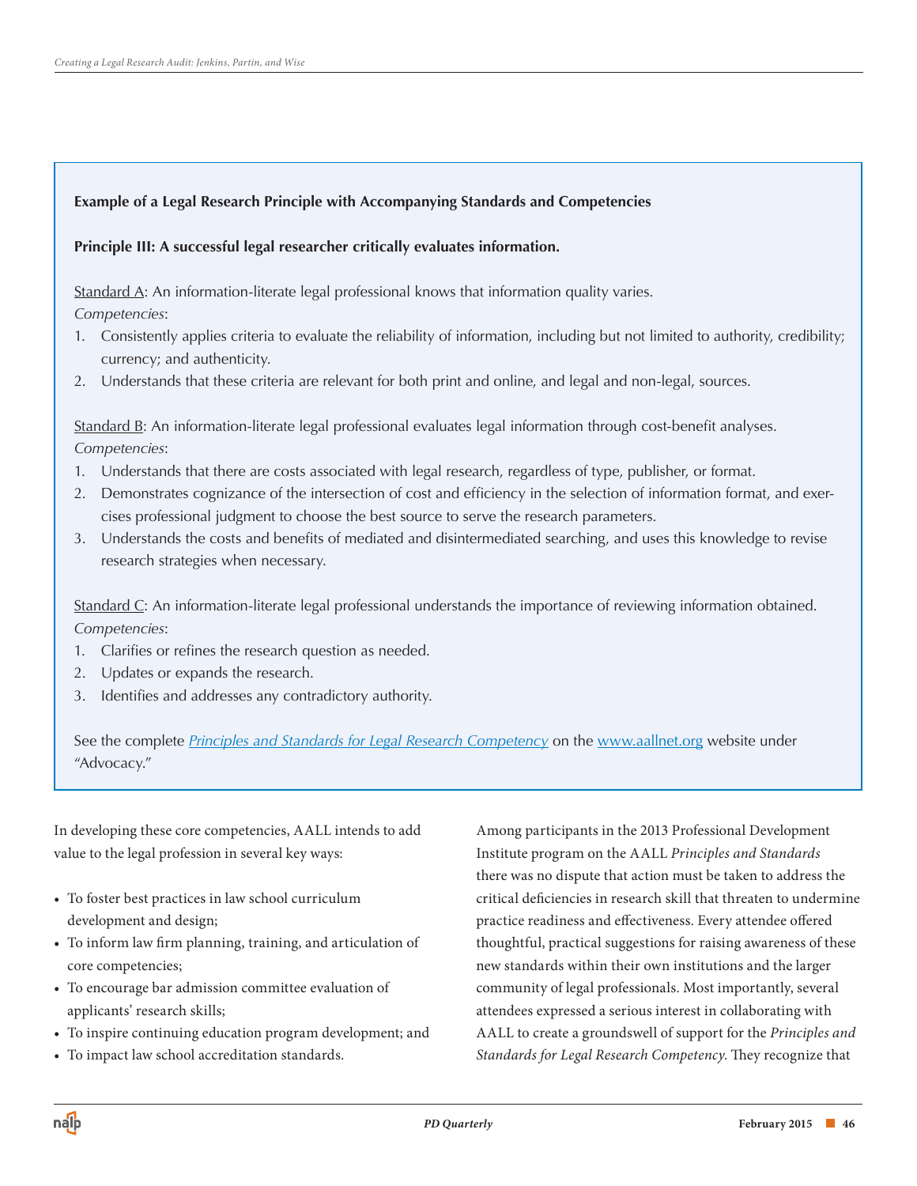**Example of a Legal Research Principle with Accompanying Standards and Competencies**

**Principle III: A successful legal researcher critically evaluates information.**

Standard A: An information-literate legal professional knows that information quality varies.
*Competencies*:

1. Consistently applies criteria to evaluate the reliability of information, including but not limited to authority, credibility; currency; and authenticity.
2. Understands that these criteria are relevant for both print and online, and legal and non-legal, sources.

Standard B: An information-literate legal professional evaluates legal information through cost-benefit analyses.
*Competencies*:

1. Understands that there are costs associated with legal research, regardless of type, publisher, or format.
2. Demonstrates cognizance of the intersection of cost and efficiency in the selection of information format, and exercises professional judgment to choose the best source to serve the research parameters.
3. Understands the costs and benefits of mediated and disintermediated searching, and uses this knowledge to revise research strategies when necessary.

Standard C: An information-literate legal professional understands the importance of reviewing information obtained.
*Competencies*:

1. Clarifies or refines the research question as needed.
2. Updates or expands the research.
3. Identifies and addresses any contradictory authority.

See the complete *Principles and Standards for Legal Research Competency* on the www.aallnet.org website under "Advocacy."

In developing these core competencies, AALL intends to add value to the legal profession in several key ways:

- To foster best practices in law school curriculum development and design;
- To inform law firm planning, training, and articulation of core competencies;
- To encourage bar admission committee evaluation of applicants' research skills;
- To inspire continuing education program development; and
- To impact law school accreditation standards.

Among participants in the 2013 Professional Development Institute program on the AALL *Principles and Standards* there was no dispute that action must be taken to address the critical deficiencies in research skill that threaten to undermine practice readiness and effectiveness. Every attendee offered thoughtful, practical suggestions for raising awareness of these new standards within their own institutions and the larger community of legal professionals. Most importantly, several attendees expressed a serious interest in collaborating with AALL to create a groundswell of support for the *Principles and Standards for Legal Research Competency*. They recognize that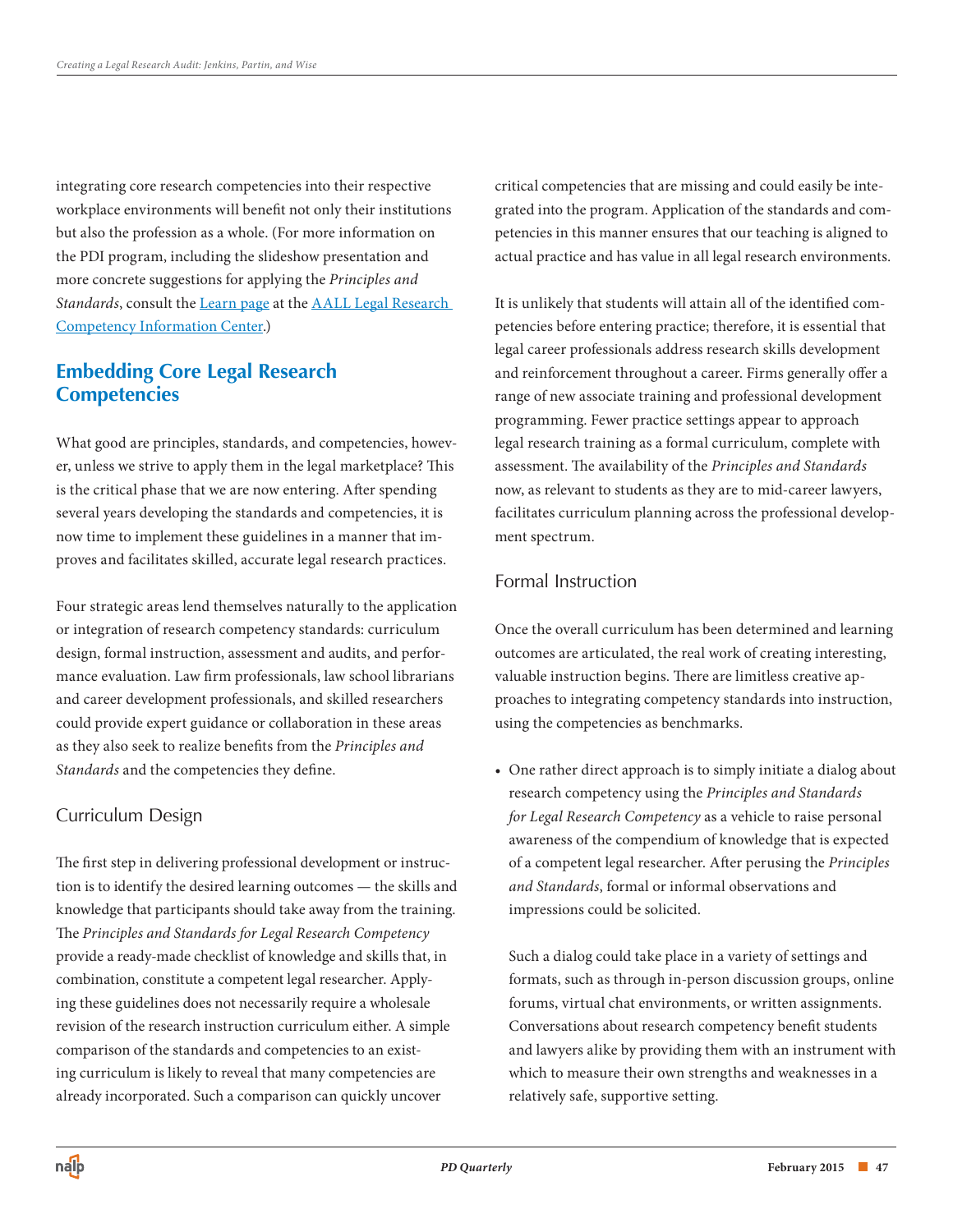integrating core research competencies into their respective workplace environments will benefit not only their institutions but also the profession as a whole. (For more information on the PDI program, including the slideshow presentation and more concrete suggestions for applying the *Principles and Standards*, consult the Learn page at the AALL Legal Research Competency Information Center.)

## Embedding Core Legal Research Competencies

What good are principles, standards, and competencies, however, unless we strive to apply them in the legal marketplace? This is the critical phase that we are now entering. After spending several years developing the standards and competencies, it is now time to implement these guidelines in a manner that improves and facilitates skilled, accurate legal research practices.

Four strategic areas lend themselves naturally to the application or integration of research competency standards: curriculum design, formal instruction, assessment and audits, and performance evaluation. Law firm professionals, law school librarians and career development professionals, and skilled researchers could provide expert guidance or collaboration in these areas as they also seek to realize benefits from the *Principles and Standards* and the competencies they define.

### Curriculum Design

The first step in delivering professional development or instruction is to identify the desired learning outcomes — the skills and knowledge that participants should take away from the training. The *Principles and Standards for Legal Research Competency* provide a ready-made checklist of knowledge and skills that, in combination, constitute a competent legal researcher. Applying these guidelines does not necessarily require a wholesale revision of the research instruction curriculum either. A simple comparison of the standards and competencies to an existing curriculum is likely to reveal that many competencies are already incorporated. Such a comparison can quickly uncover critical competencies that are missing and could easily be integrated into the program. Application of the standards and competencies in this manner ensures that our teaching is aligned to actual practice and has value in all legal research environments.

It is unlikely that students will attain all of the identified competencies before entering practice; therefore, it is essential that legal career professionals address research skills development and reinforcement throughout a career. Firms generally offer a range of new associate training and professional development programming. Fewer practice settings appear to approach legal research training as a formal curriculum, complete with assessment. The availability of the *Principles and Standards* now, as relevant to students as they are to mid-career lawyers, facilitates curriculum planning across the professional development spectrum.

### Formal Instruction

Once the overall curriculum has been determined and learning outcomes are articulated, the real work of creating interesting, valuable instruction begins. There are limitless creative approaches to integrating competency standards into instruction, using the competencies as benchmarks.

- One rather direct approach is to simply initiate a dialog about research competency using the *Principles and Standards for Legal Research Competency* as a vehicle to raise personal awareness of the compendium of knowledge that is expected of a competent legal researcher. After perusing the *Principles and Standards*, formal or informal observations and impressions could be solicited.

  Such a dialog could take place in a variety of settings and formats, such as through in-person discussion groups, online forums, virtual chat environments, or written assignments. Conversations about research competency benefit students and lawyers alike by providing them with an instrument with which to measure their own strengths and weaknesses in a relatively safe, supportive setting.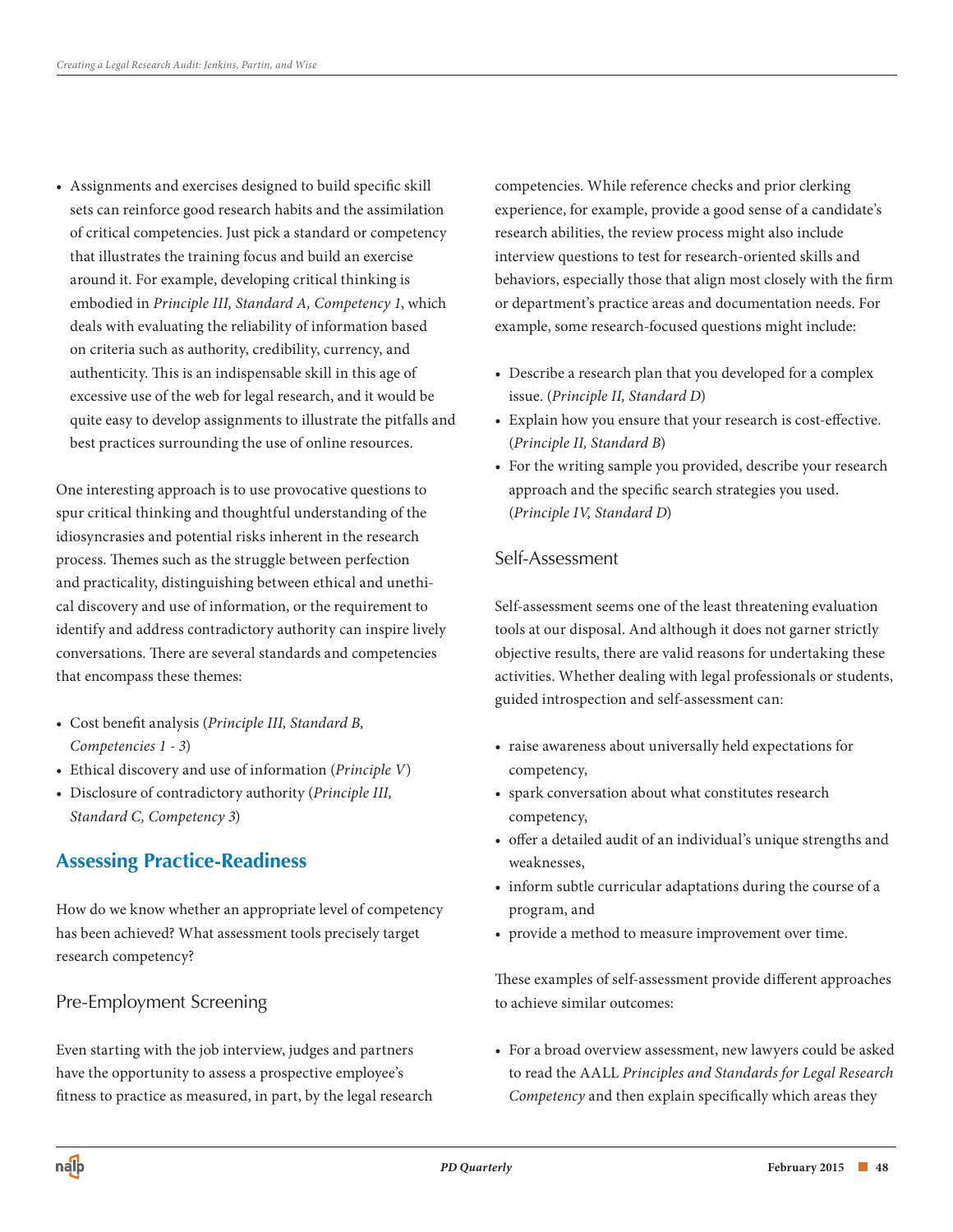- Assignments and exercises designed to build specific skill sets can reinforce good research habits and the assimilation of critical competencies. Just pick a standard or competency that illustrates the training focus and build an exercise around it. For example, developing critical thinking is embodied in *Principle III, Standard A, Competency 1*, which deals with evaluating the reliability of information based on criteria such as authority, credibility, currency, and authenticity. This is an indispensable skill in this age of excessive use of the web for legal research, and it would be quite easy to develop assignments to illustrate the pitfalls and best practices surrounding the use of online resources.

One interesting approach is to use provocative questions to spur critical thinking and thoughtful understanding of the idiosyncrasies and potential risks inherent in the research process. Themes such as the struggle between perfection and practicality, distinguishing between ethical and unethical discovery and use of information, or the requirement to identify and address contradictory authority can inspire lively conversations. There are several standards and competencies that encompass these themes:

- Cost benefit analysis (*Principle III, Standard B, Competencies 1 - 3*)
- Ethical discovery and use of information (*Principle V*)
- Disclosure of contradictory authority (*Principle III, Standard C, Competency 3*)

## Assessing Practice-Readiness

How do we know whether an appropriate level of competency has been achieved? What assessment tools precisely target research competency?

### Pre-Employment Screening

Even starting with the job interview, judges and partners have the opportunity to assess a prospective employee's fitness to practice as measured, in part, by the legal research competencies. While reference checks and prior clerking experience, for example, provide a good sense of a candidate's research abilities, the review process might also include interview questions to test for research-oriented skills and behaviors, especially those that align most closely with the firm or department's practice areas and documentation needs. For example, some research-focused questions might include:

- Describe a research plan that you developed for a complex issue. (*Principle II, Standard D*)
- Explain how you ensure that your research is cost-effective. (*Principle II, Standard B*)
- For the writing sample you provided, describe your research approach and the specific search strategies you used. (*Principle IV, Standard D*)

### Self-Assessment

Self-assessment seems one of the least threatening evaluation tools at our disposal. And although it does not garner strictly objective results, there are valid reasons for undertaking these activities. Whether dealing with legal professionals or students, guided introspection and self-assessment can:

- raise awareness about universally held expectations for competency,
- spark conversation about what constitutes research competency,
- offer a detailed audit of an individual's unique strengths and weaknesses,
- inform subtle curricular adaptations during the course of a program, and
- provide a method to measure improvement over time.

These examples of self-assessment provide different approaches to achieve similar outcomes:

- For a broad overview assessment, new lawyers could be asked to read the AALL *Principles and Standards for Legal Research Competency* and then explain specifically which areas they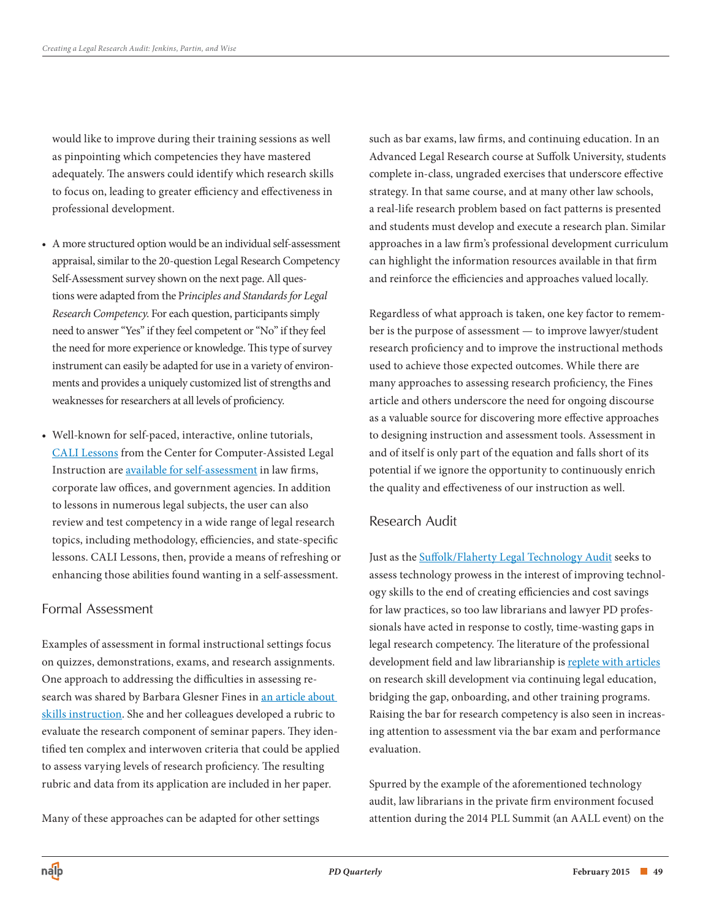would like to improve during their training sessions as well as pinpointing which competencies they have mastered adequately. The answers could identify which research skills to focus on, leading to greater efficiency and effectiveness in professional development.

- A more structured option would be an individual self-assessment appraisal, similar to the 20-question Legal Research Competency Self-Assessment survey shown on the next page. All questions were adapted from the P*rinciples and Standards for Legal Research Competency*. For each question, participants simply need to answer "Yes" if they feel competent or "No" if they feel the need for more experience or knowledge. This type of survey instrument can easily be adapted for use in a variety of environments and provides a uniquely customized list of strengths and weaknesses for researchers at all levels of proficiency.

- Well-known for self-paced, interactive, online tutorials, CALI Lessons from the Center for Computer-Assisted Legal Instruction are available for self-assessment in law firms, corporate law offices, and government agencies. In addition to lessons in numerous legal subjects, the user can also review and test competency in a wide range of legal research topics, including methodology, efficiencies, and state-specific lessons. CALI Lessons, then, provide a means of refreshing or enhancing those abilities found wanting in a self-assessment.

## Formal Assessment

Examples of assessment in formal instructional settings focus on quizzes, demonstrations, exams, and research assignments. One approach to addressing the difficulties in assessing research was shared by Barbara Glesner Fines in an article about skills instruction. She and her colleagues developed a rubric to evaluate the research component of seminar papers. They identified ten complex and interwoven criteria that could be applied to assess varying levels of research proficiency. The resulting rubric and data from its application are included in her paper.

Many of these approaches can be adapted for other settings such as bar exams, law firms, and continuing education. In an Advanced Legal Research course at Suffolk University, students complete in-class, ungraded exercises that underscore effective strategy. In that same course, and at many other law schools, a real-life research problem based on fact patterns is presented and students must develop and execute a research plan. Similar approaches in a law firm's professional development curriculum can highlight the information resources available in that firm and reinforce the efficiencies and approaches valued locally.

Regardless of what approach is taken, one key factor to remember is the purpose of assessment — to improve lawyer/student research proficiency and to improve the instructional methods used to achieve those expected outcomes. While there are many approaches to assessing research proficiency, the Fines article and others underscore the need for ongoing discourse as a valuable source for discovering more effective approaches to designing instruction and assessment tools. Assessment in and of itself is only part of the equation and falls short of its potential if we ignore the opportunity to continuously enrich the quality and effectiveness of our instruction as well.

## Research Audit

Just as the Suffolk/Flaherty Legal Technology Audit seeks to assess technology prowess in the interest of improving technology skills to the end of creating efficiencies and cost savings for law practices, so too law librarians and lawyer PD professionals have acted in response to costly, time-wasting gaps in legal research competency. The literature of the professional development field and law librarianship is replete with articles on research skill development via continuing legal education, bridging the gap, onboarding, and other training programs. Raising the bar for research competency is also seen in increasing attention to assessment via the bar exam and performance evaluation.

Spurred by the example of the aforementioned technology audit, law librarians in the private firm environment focused attention during the 2014 PLL Summit (an AALL event) on the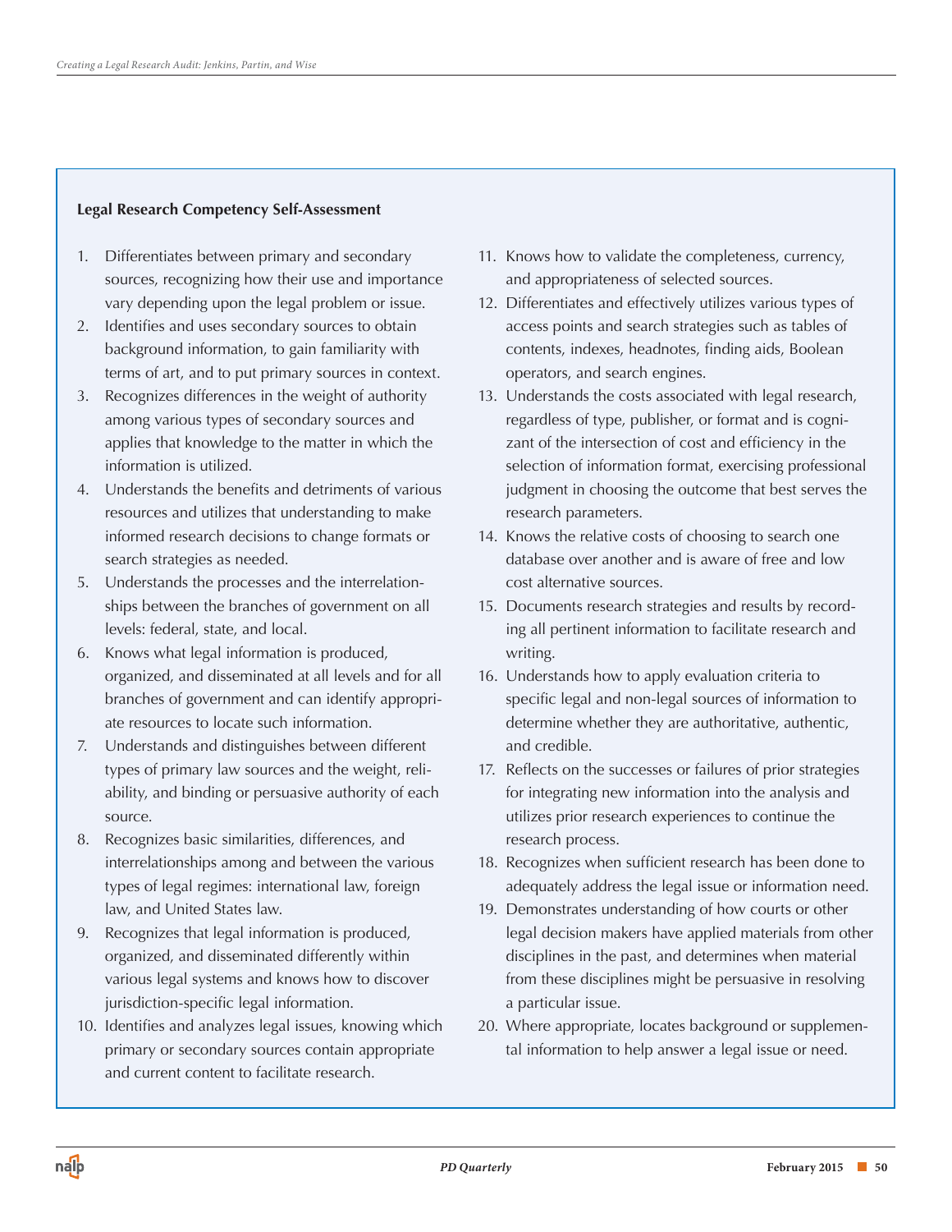**Legal Research Competency Self-Assessment**

1. Differentiates between primary and secondary sources, recognizing how their use and importance vary depending upon the legal problem or issue.
2. Identifies and uses secondary sources to obtain background information, to gain familiarity with terms of art, and to put primary sources in context.
3. Recognizes differences in the weight of authority among various types of secondary sources and applies that knowledge to the matter in which the information is utilized.
4. Understands the benefits and detriments of various resources and utilizes that understanding to make informed research decisions to change formats or search strategies as needed.
5. Understands the processes and the interrelationships between the branches of government on all levels: federal, state, and local.
6. Knows what legal information is produced, organized, and disseminated at all levels and for all branches of government and can identify appropriate resources to locate such information.
7. Understands and distinguishes between different types of primary law sources and the weight, reliability, and binding or persuasive authority of each source.
8. Recognizes basic similarities, differences, and interrelationships among and between the various types of legal regimes: international law, foreign law, and United States law.
9. Recognizes that legal information is produced, organized, and disseminated differently within various legal systems and knows how to discover jurisdiction-specific legal information.
10. Identifies and analyzes legal issues, knowing which primary or secondary sources contain appropriate and current content to facilitate research.
11. Knows how to validate the completeness, currency, and appropriateness of selected sources.
12. Differentiates and effectively utilizes various types of access points and search strategies such as tables of contents, indexes, headnotes, finding aids, Boolean operators, and search engines.
13. Understands the costs associated with legal research, regardless of type, publisher, or format and is cognizant of the intersection of cost and efficiency in the selection of information format, exercising professional judgment in choosing the outcome that best serves the research parameters.
14. Knows the relative costs of choosing to search one database over another and is aware of free and low cost alternative sources.
15. Documents research strategies and results by recording all pertinent information to facilitate research and writing.
16. Understands how to apply evaluation criteria to specific legal and non-legal sources of information to determine whether they are authoritative, authentic, and credible.
17. Reflects on the successes or failures of prior strategies for integrating new information into the analysis and utilizes prior research experiences to continue the research process.
18. Recognizes when sufficient research has been done to adequately address the legal issue or information need.
19. Demonstrates understanding of how courts or other legal decision makers have applied materials from other disciplines in the past, and determines when material from these disciplines might be persuasive in resolving a particular issue.
20. Where appropriate, locates background or supplemental information to help answer a legal issue or need.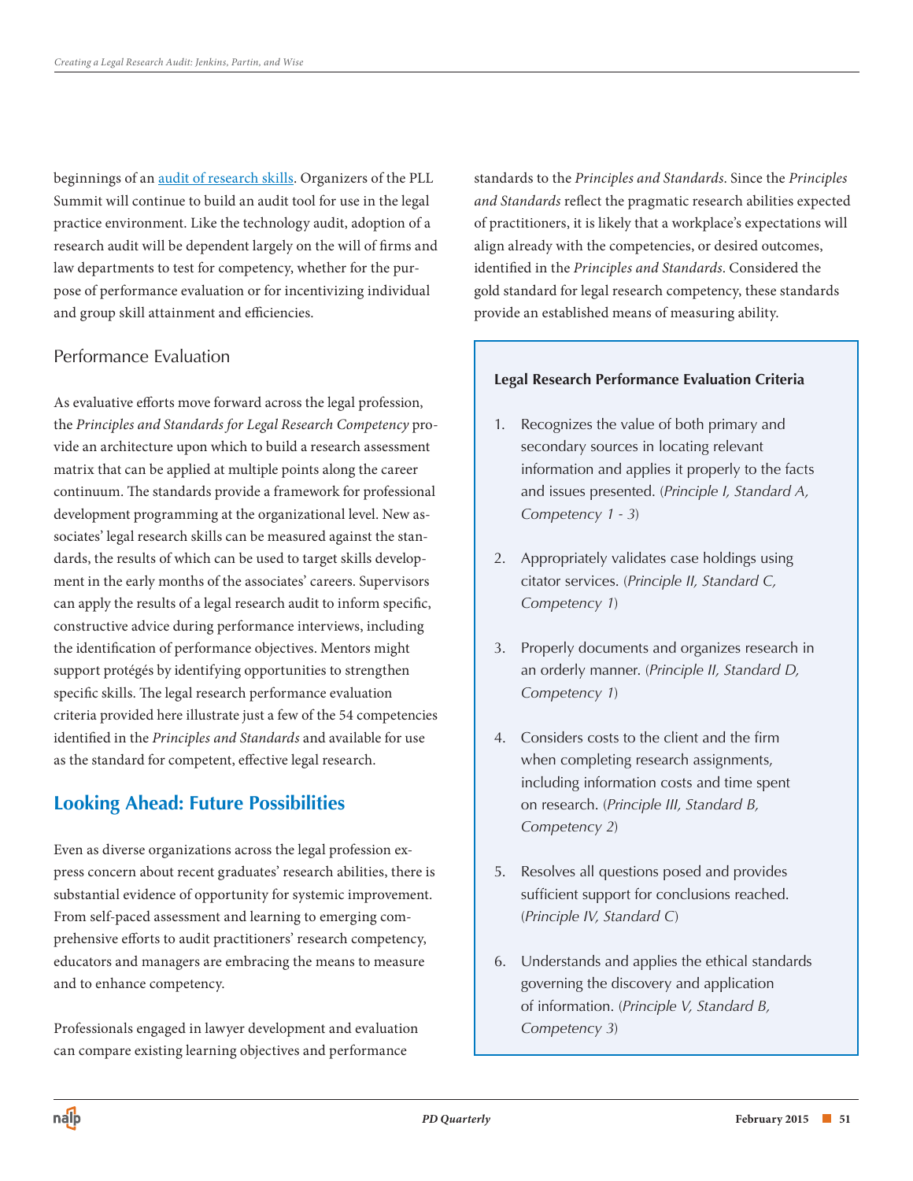beginnings of an audit of research skills. Organizers of the PLL Summit will continue to build an audit tool for use in the legal practice environment. Like the technology audit, adoption of a research audit will be dependent largely on the will of firms and law departments to test for competency, whether for the purpose of performance evaluation or for incentivizing individual and group skill attainment and efficiencies.

## Performance Evaluation

As evaluative efforts move forward across the legal profession, the *Principles and Standards for Legal Research Competency* provide an architecture upon which to build a research assessment matrix that can be applied at multiple points along the career continuum. The standards provide a framework for professional development programming at the organizational level. New associates' legal research skills can be measured against the standards, the results of which can be used to target skills development in the early months of the associates' careers. Supervisors can apply the results of a legal research audit to inform specific, constructive advice during performance interviews, including the identification of performance objectives. Mentors might support protégés by identifying opportunities to strengthen specific skills. The legal research performance evaluation criteria provided here illustrate just a few of the 54 competencies identified in the *Principles and Standards* and available for use as the standard for competent, effective legal research.

## Looking Ahead: Future Possibilities

Even as diverse organizations across the legal profession express concern about recent graduates' research abilities, there is substantial evidence of opportunity for systemic improvement. From self-paced assessment and learning to emerging comprehensive efforts to audit practitioners' research competency, educators and managers are embracing the means to measure and to enhance competency.

Professionals engaged in lawyer development and evaluation can compare existing learning objectives and performance standards to the *Principles and Standards*. Since the *Principles and Standards* reflect the pragmatic research abilities expected of practitioners, it is likely that a workplace's expectations will align already with the competencies, or desired outcomes, identified in the *Principles and Standards*. Considered the gold standard for legal research competency, these standards provide an established means of measuring ability.

**Legal Research Performance Evaluation Criteria**

1. Recognizes the value of both primary and secondary sources in locating relevant information and applies it properly to the facts and issues presented. (*Principle I, Standard A, Competency 1 - 3*)
2. Appropriately validates case holdings using citator services. (*Principle II, Standard C, Competency 1*)
3. Properly documents and organizes research in an orderly manner. (*Principle II, Standard D, Competency 1*)
4. Considers costs to the client and the firm when completing research assignments, including information costs and time spent on research. (*Principle III, Standard B, Competency 2*)
5. Resolves all questions posed and provides sufficient support for conclusions reached. (*Principle IV, Standard C*)
6. Understands and applies the ethical standards governing the discovery and application of information. (*Principle V, Standard B, Competency 3*)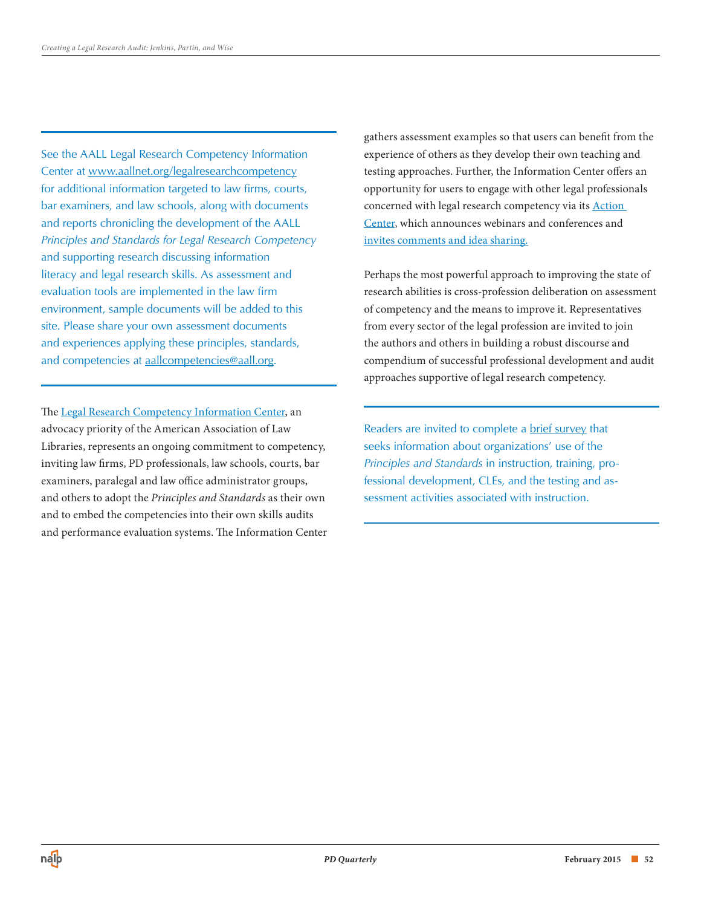See the AALL Legal Research Competency Information Center at [www.aallnet.org/legalresearchcompetency](http://www.aallnet.org/legalresearchcompetency) for additional information targeted to law firms, courts, bar examiners, and law schools, along with documents and reports chronicling the development of the AALL *Principles and Standards for Legal Research Competency* and supporting research discussing information literacy and legal research skills. As assessment and evaluation tools are implemented in the law firm environment, sample documents will be added to this site. Please share your own assessment documents and experiences applying these principles, standards, and competencies at aallcompetencies@aall.org.

The Legal Research Competency Information Center, an advocacy priority of the American Association of Law Libraries, represents an ongoing commitment to competency, inviting law firms, PD professionals, law schools, courts, bar examiners, paralegal and law office administrator groups, and others to adopt the *Principles and Standards* as their own and to embed the competencies into their own skills audits and performance evaluation systems. The Information Center gathers assessment examples so that users can benefit from the experience of others as they develop their own teaching and testing approaches. Further, the Information Center offers an opportunity for users to engage with other legal professionals concerned with legal research competency via its Action Center, which announces webinars and conferences and invites comments and idea sharing.

Perhaps the most powerful approach to improving the state of research abilities is cross-profession deliberation on assessment of competency and the means to improve it. Representatives from every sector of the legal profession are invited to join the authors and others in building a robust discourse and compendium of successful professional development and audit approaches supportive of legal research competency.

Readers are invited to complete a brief survey that seeks information about organizations' use of the *Principles and Standards* in instruction, training, professional development, CLEs, and the testing and assessment activities associated with instruction.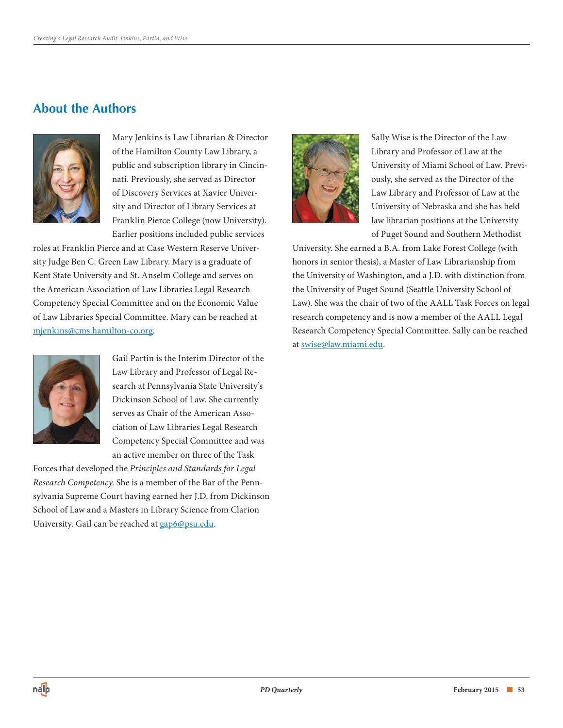## About the Authors

Mary Jenkins is Law Librarian & Director of the Hamilton County Law Library, a public and subscription library in Cincinnati. Previously, she served as Director of Discovery Services at Xavier University and Director of Library Services at Franklin Pierce College (now University). Earlier positions included public services roles at Franklin Pierce and at Case Western Reserve University Judge Ben C. Green Law Library. Mary is a graduate of Kent State University and St. Anselm College and serves on the American Association of Law Libraries Legal Research Competency Special Committee and on the Economic Value of Law Libraries Special Committee. Mary can be reached at mjenkins@cms.hamilton-co.org.

Gail Partin is the Interim Director of the Law Library and Professor of Legal Research at Pennsylvania State University's Dickinson School of Law. She currently serves as Chair of the American Association of Law Libraries Legal Research Competency Special Committee and was an active member on three of the Task Forces that developed the *Principles and Standards for Legal Research Competency.* She is a member of the Bar of the Pennsylvania Supreme Court having earned her J.D. from Dickinson School of Law and a Masters in Library Science from Clarion University. Gail can be reached at gap6@psu.edu.

Sally Wise is the Director of the Law Library and Professor of Law at the University of Miami School of Law. Previously, she served as the Director of the Law Library and Professor of Law at the University of Nebraska and she has held law librarian positions at the University of Puget Sound and Southern Methodist University. She earned a B.A. from Lake Forest College (with honors in senior thesis), a Master of Law Librarianship from the University of Washington, and a J.D. with distinction from the University of Puget Sound (Seattle University School of Law). She was the chair of two of the AALL Task Forces on legal research competency and is now a member of the AALL Legal Research Competency Special Committee. Sally can be reached at swise@law.miami.edu.